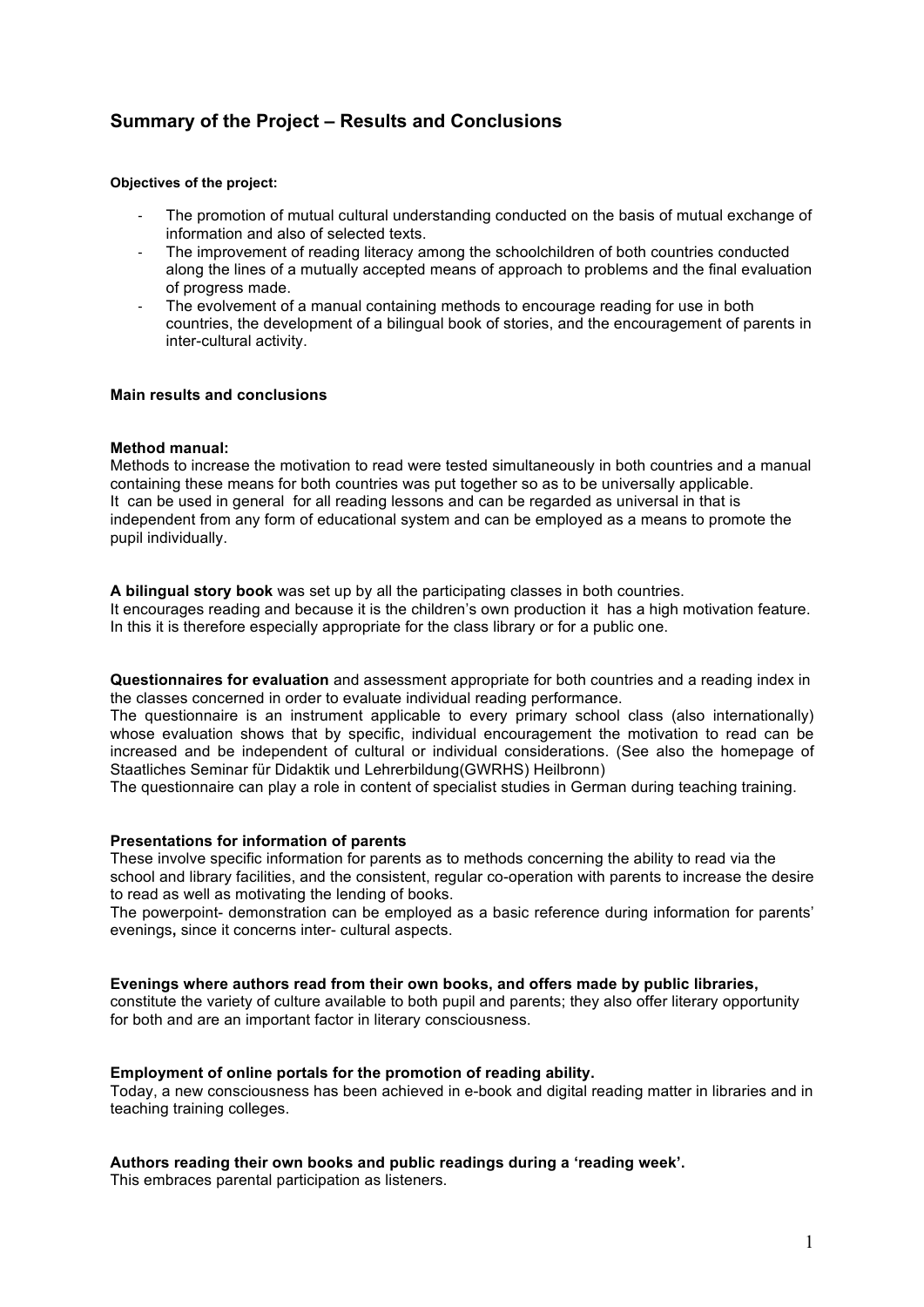# Summary of the Project – Results and Conclusions

**Objectives of the project:**

- The promotion of mutual cultural understanding conducted on the basis of mutual exchange of information and also of selected texts.
- The improvement of reading literacy among the schoolchildren of both countries conducted along the lines of a mutually accepted means of approach to problems and the final evaluation of progress made.
- The evolvement of a manual containing methods to encourage reading for use in both countries, the development of a bilingual book of stories, and the encouragement of parents in inter-cultural activity.

## Main results and conclusions

**Method manual:**
Methods to increase the motivation to read were tested simultaneously in both countries and a manual containing these means for both countries was put together so as to be universally applicable.
It can be used in general for all reading lessons and can be regarded as universal in that is independent from any form of educational system and can be employed as a means to promote the pupil individually.

**A bilingual story book** was set up by all the participating classes in both countries.
It encourages reading and because it is the children's own production it has a high motivation feature. In this it is therefore especially appropriate for the class library or for a public one.

**Questionnaires for evaluation** and assessment appropriate for both countries and a reading index in the classes concerned in order to evaluate individual reading performance.
The questionnaire is an instrument applicable to every primary school class (also internationally) whose evaluation shows that by specific, individual encouragement the motivation to read can be increased and be independent of cultural or individual considerations. (See also the homepage of Staatliches Seminar für Didaktik und Lehrerbildung(GWRHS) Heilbronn)
The questionnaire can play a role in content of specialist studies in German during teaching training.

**Presentations for information of parents**
These involve specific information for parents as to methods concerning the ability to read via the school and library facilities, and the consistent, regular co-operation with parents to increase the desire to read as well as motivating the lending of books.
The powerpoint- demonstration can be employed as a basic reference during information for parents' evenings**,** since it concerns inter- cultural aspects.

**Evenings where authors read from their own books, and offers made by public libraries,** constitute the variety of culture available to both pupil and parents; they also offer literary opportunity for both and are an important factor in literary consciousness.

**Employment of online portals for the promotion of reading ability.**
Today, a new consciousness has been achieved in e-book and digital reading matter in libraries and in teaching training colleges.

**Authors reading their own books and public readings during a 'reading week'.**
This embraces parental participation as listeners.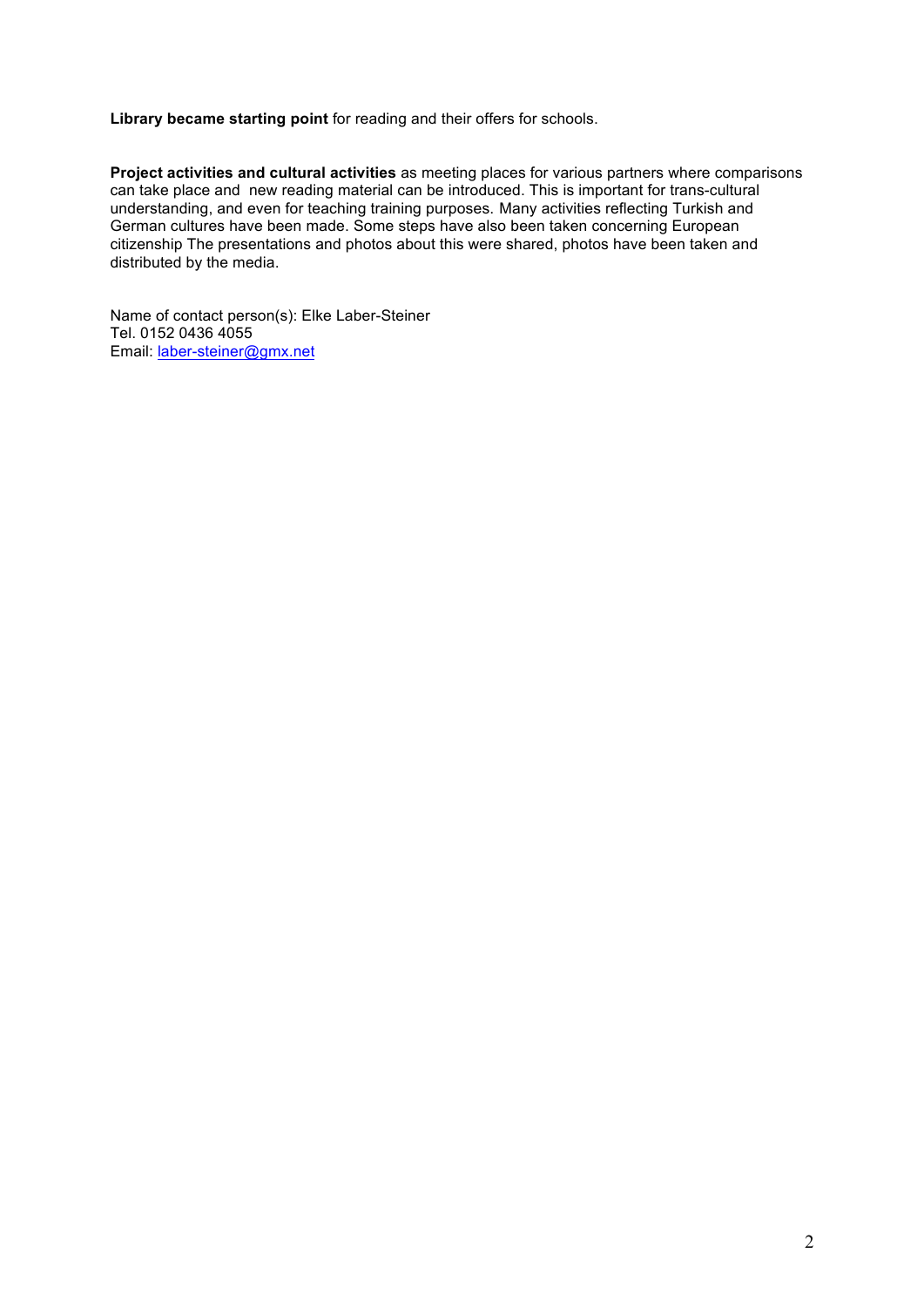**Library became starting point** for reading and their offers for schools.

**Project activities and cultural activities** as meeting places for various partners where comparisons can take place and new reading material can be introduced. This is important for trans-cultural understanding, and even for teaching training purposes. Many activities reflecting Turkish and German cultures have been made. Some steps have also been taken concerning European citizenship The presentations and photos about this were shared, photos have been taken and distributed by the media.

Name of contact person(s): Elke Laber-Steiner
Tel. 0152 0436 4055
Email: laber-steiner@gmx.net